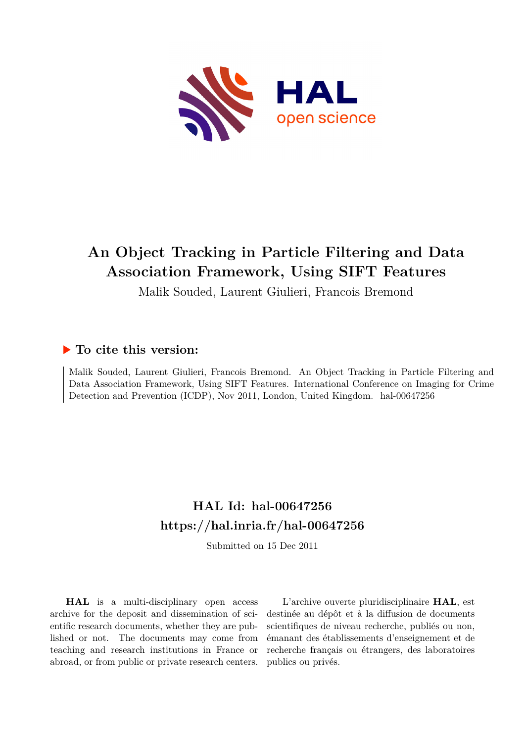# An Object Tracking in Particle Filtering and Data Association Framework, Using SIFT Features

Malik Souded, Laurent Giulieri, Francois Bremond

## ▶ To cite this version:

Malik Souded, Laurent Giulieri, Francois Bremond. An Object Tracking in Particle Filtering and Data Association Framework, Using SIFT Features. International Conference on Imaging for Crime Detection and Prevention (ICDP), Nov 2011, London, United Kingdom. hal-00647256

## HAL Id: hal-00647256
## https://hal.inria.fr/hal-00647256

Submitted on 15 Dec 2011

**HAL** is a multi-disciplinary open access archive for the deposit and dissemination of scientific research documents, whether they are published or not. The documents may come from teaching and research institutions in France or abroad, or from public or private research centers.

L'archive ouverte pluridisciplinaire **HAL**, est destinée au dépôt et à la diffusion de documents scientifiques de niveau recherche, publiés ou non, émanant des établissements d'enseignement et de recherche français ou étrangers, des laboratoires publics ou privés.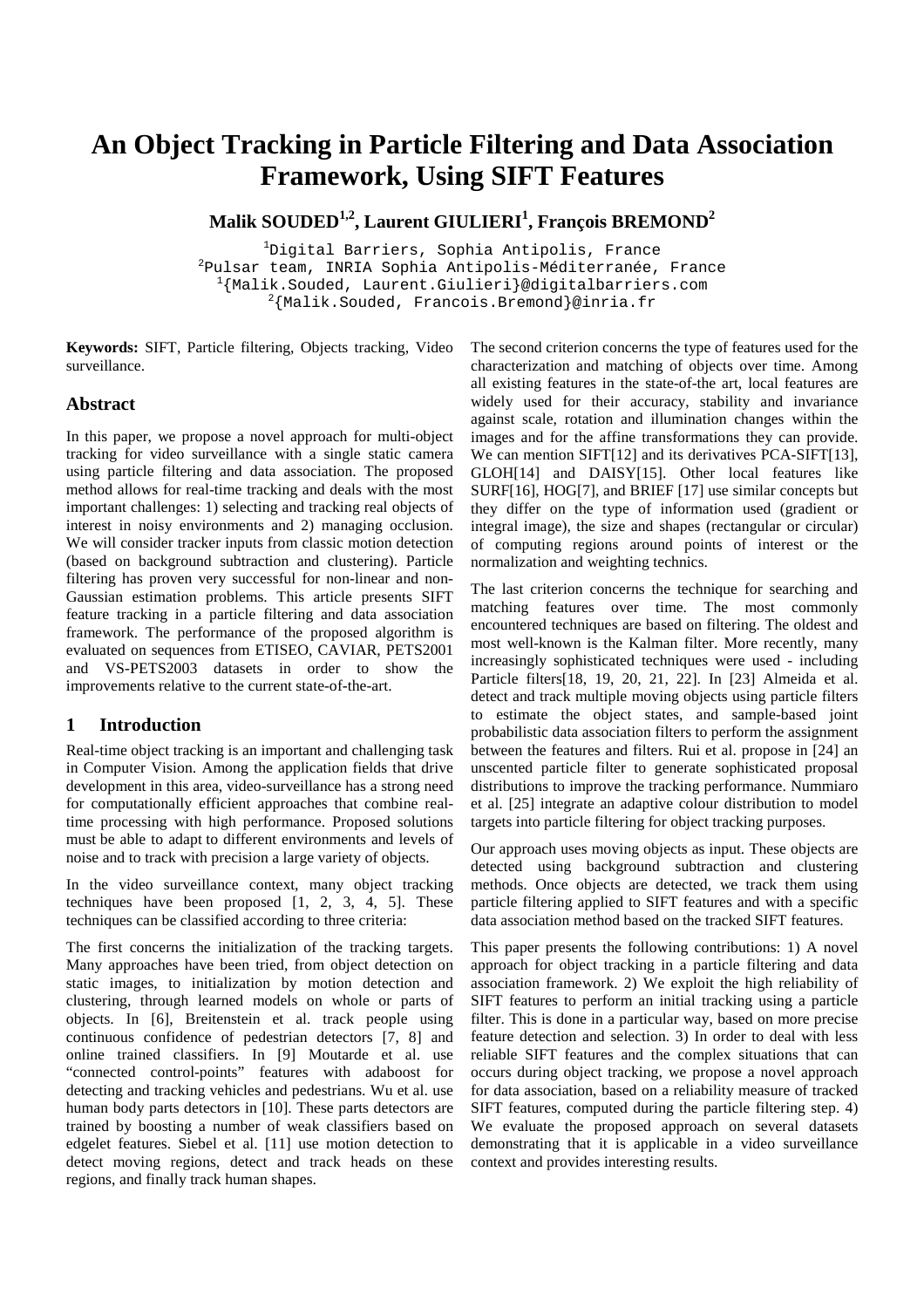# An Object Tracking in Particle Filtering and Data Association Framework, Using SIFT Features

**Malik SOUDED[1,2], Laurent GIULIERI[1], François BREMOND[2]**

[1]Digital Barriers, Sophia Antipolis, France
[2]Pulsar team, INRIA Sophia Antipolis-Méditerranée, France
[1]{Malik.Souded, Laurent.Giulieri}@digitalbarriers.com
[2]{Malik.Souded, Francois.Bremond}@inria.fr

**Keywords:** SIFT, Particle filtering, Objects tracking, Video surveillance.

## Abstract

In this paper, we propose a novel approach for multi-object tracking for video surveillance with a single static camera using particle filtering and data association. The proposed method allows for real-time tracking and deals with the most important challenges: 1) selecting and tracking real objects of interest in noisy environments and 2) managing occlusion. We will consider tracker inputs from classic motion detection (based on background subtraction and clustering). Particle filtering has proven very successful for non-linear and non-Gaussian estimation problems. This article presents SIFT feature tracking in a particle filtering and data association framework. The performance of the proposed algorithm is evaluated on sequences from ETISEO, CAVIAR, PETS2001 and VS-PETS2003 datasets in order to show the improvements relative to the current state-of-the-art.

## 1 Introduction

Real-time object tracking is an important and challenging task in Computer Vision. Among the application fields that drive development in this area, video-surveillance has a strong need for computationally efficient approaches that combine real-time processing with high performance. Proposed solutions must be able to adapt to different environments and levels of noise and to track with precision a large variety of objects.

In the video surveillance context, many object tracking techniques have been proposed [1, 2, 3, 4, 5]. These techniques can be classified according to three criteria:

The first concerns the initialization of the tracking targets. Many approaches have been tried, from object detection on static images, to initialization by motion detection and clustering, through learned models on whole or parts of objects. In [6], Breitenstein et al. track people using continuous confidence of pedestrian detectors [7, 8] and online trained classifiers. In [9] Moutarde et al. use "connected control-points" features with adaboost for detecting and tracking vehicles and pedestrians. Wu et al. use human body parts detectors in [10]. These parts detectors are trained by boosting a number of weak classifiers based on edgelet features. Siebel et al. [11] use motion detection to detect moving regions, detect and track heads on these regions, and finally track human shapes.

The second criterion concerns the type of features used for the characterization and matching of objects over time. Among all existing features in the state-of-the-art, local features are widely used for their accuracy, stability and invariance against scale, rotation and illumination changes within the images and for the affine transformations they can provide. We can mention SIFT[12] and its derivatives PCA-SIFT[13], GLOH[14] and DAISY[15]. Other local features like SURF[16], HOG[7], and BRIEF [17] use similar concepts but they differ on the type of information used (gradient or integral image), the size and shapes (rectangular or circular) of computing regions around points of interest or the normalization and weighting technics.

The last criterion concerns the technique for searching and matching features over time. The most commonly encountered techniques are based on filtering. The oldest and most well-known is the Kalman filter. More recently, many increasingly sophisticated techniques were used - including Particle filters[18, 19, 20, 21, 22]. In [23] Almeida et al. detect and track multiple moving objects using particle filters to estimate the object states, and sample-based joint probabilistic data association filters to perform the assignment between the features and filters. Rui et al. propose in [24] an unscented particle filter to generate sophisticated proposal distributions to improve the tracking performance. Nummiaro et al. [25] integrate an adaptive colour distribution to model targets into particle filtering for object tracking purposes.

Our approach uses moving objects as input. These objects are detected using background subtraction and clustering methods. Once objects are detected, we track them using particle filtering applied to SIFT features and with a specific data association method based on the tracked SIFT features.

This paper presents the following contributions: 1) A novel approach for object tracking in a particle filtering and data association framework. 2) We exploit the high reliability of SIFT features to perform an initial tracking using a particle filter. This is done in a particular way, based on more precise feature detection and selection. 3) In order to deal with less reliable SIFT features and the complex situations that can occurs during object tracking, we propose a novel approach for data association, based on a reliability measure of tracked SIFT features, computed during the particle filtering step. 4) We evaluate the proposed approach on several datasets demonstrating that it is applicable in a video surveillance context and provides interesting results.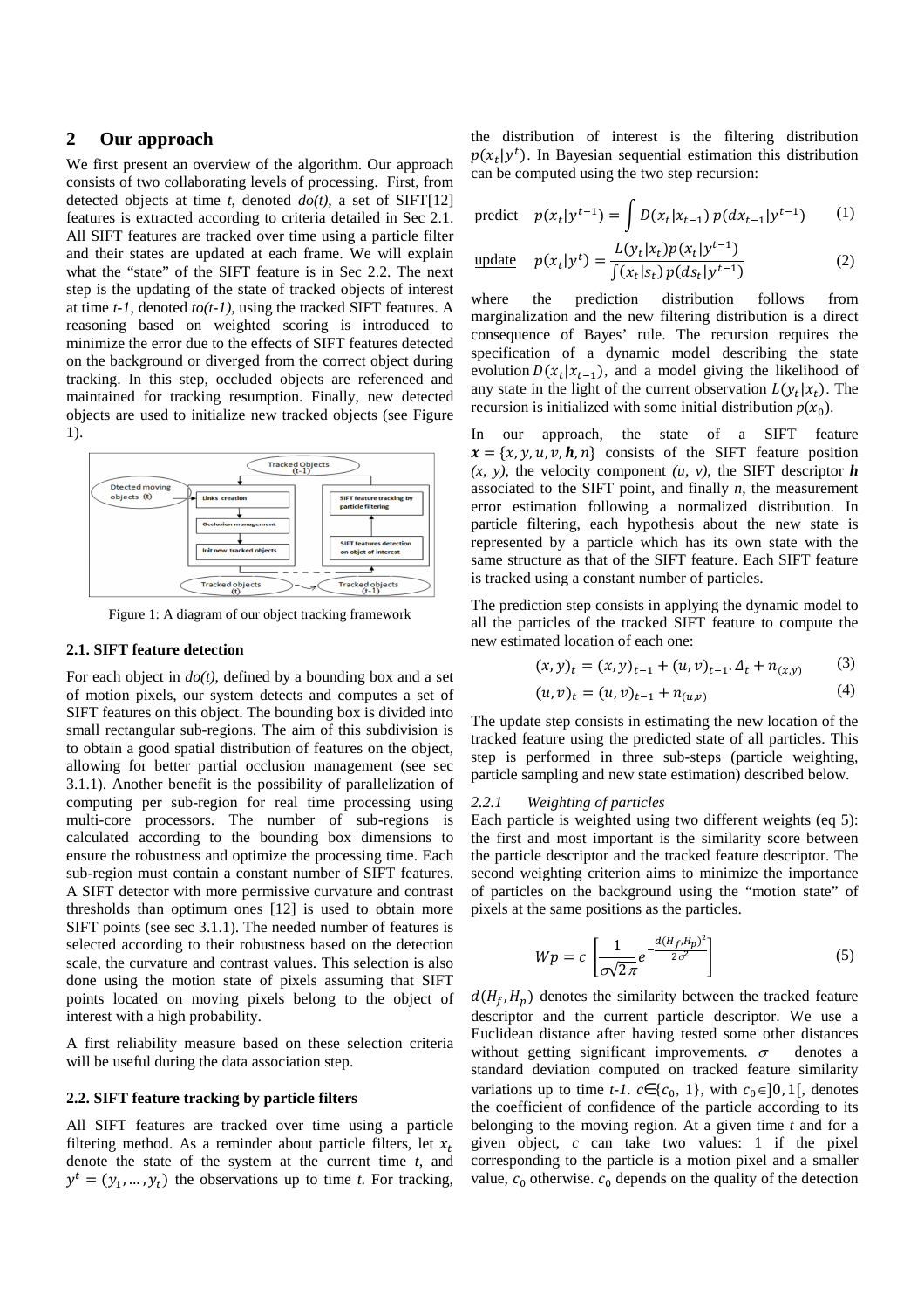## 2 Our approach

We first present an overview of the algorithm. Our approach consists of two collaborating levels of processing. First, from detected objects at time *t*, denoted *do(t)*, a set of SIFT[12] features is extracted according to criteria detailed in Sec 2.1. All SIFT features are tracked over time using a particle filter and their states are updated at each frame. We will explain what the "state" of the SIFT feature is in Sec 2.2. The next step is the updating of the state of tracked objects of interest at time *t-1*, denoted *to(t-1)*, using the tracked SIFT features. A reasoning based on weighted scoring is introduced to minimize the error due to the effects of SIFT features detected on the background or diverged from the correct object during tracking. In this step, occluded objects are referenced and maintained for tracking resumption. Finally, new detected objects are used to initialize new tracked objects (see Figure 1).

Tracked Objects (t-1)

Dtected moving objects (t)

Links creation

Occlusion management

Init new tracked objects

SIFT feature tracking by particle filtering

SIFT features detection on objet of interest

Tracked objects (t)

Tracked objects (t-1)

Figure 1: A diagram of our object tracking framework

### 2.1. SIFT feature detection

For each object in *do(t)*, defined by a bounding box and a set of motion pixels, our system detects and computes a set of SIFT features on this object. The bounding box is divided into small rectangular sub-regions. The aim of this subdivision is to obtain a good spatial distribution of features on the object, allowing for better partial occlusion management (see sec 3.1.1). Another benefit is the possibility of parallelization of computing per sub-region for real time processing using multi-core processors. The number of sub-regions is calculated according to the bounding box dimensions to ensure the robustness and optimize the processing time. Each sub-region must contain a constant number of SIFT features. A SIFT detector with more permissive curvature and contrast thresholds than optimum ones [12] is used to obtain more SIFT points (see sec 3.1.1). The needed number of features is selected according to their robustness based on the detection scale, the curvature and contrast values. This selection is also done using the motion state of pixels assuming that SIFT points located on moving pixels belong to the object of interest with a high probability.

A first reliability measure based on these selection criteria will be useful during the data association step.

### 2.2. SIFT feature tracking by particle filters

All SIFT features are tracked over time using a particle filtering method. As a reminder about particle filters, let $x_t$ denote the state of the system at the current time *t*, and $y^t = (y_1, \ldots, y_t)$ the observations up to time *t*. For tracking, the distribution of interest is the filtering distribution $p(x_t|y^t)$. In Bayesian sequential estimation this distribution can be computed using the two step recursion:

$$\underline{\text{predict}} \quad p(x_t|y^{t-1}) = \int D(x_t|x_{t-1})\, p(dx_{t-1}|y^{t-1}) \qquad (1)$$

$$\underline{\text{update}} \quad p(x_t|y^t) = \frac{L(y_t|x_t)p(x_t|y^{t-1})}{\int(x_t|s_t)\, p(ds_t|y^{t-1})} \qquad (2)$$

where the prediction distribution follows from marginalization and the new filtering distribution is a direct consequence of Bayes' rule. The recursion requires the specification of a dynamic model describing the state evolution $D(x_t|x_{t-1})$, and a model giving the likelihood of any state in the light of the current observation $L(y_t|x_t)$. The recursion is initialized with some initial distribution $p(x_0)$.

In our approach, the state of a SIFT feature $\boldsymbol{x} = \{x, y, u, v, \boldsymbol{h}, n\}$ consists of the SIFT feature position *(x, y)*, the velocity component *(u, v)*, the SIFT descriptor $\boldsymbol{h}$ associated to the SIFT point, and finally *n*, the measurement error estimation following a normalized distribution. In particle filtering, each hypothesis about the new state is represented by a particle which has its own state with the same structure as that of the SIFT feature. Each SIFT feature is tracked using a constant number of particles.

The prediction step consists in applying the dynamic model to all the particles of the tracked SIFT feature to compute the new estimated location of each one:

$$(x, y)_t = (x, y)_{t-1} + (u, v)_{t-1}.\Delta_t + n_{(x,y)} \qquad (3)$$

$$(u, v)_t = (u, v)_{t-1} + n_{(u,v)} \qquad (4)$$

The update step consists in estimating the new location of the tracked feature using the predicted state of all particles. This step is performed in three sub-steps (particle weighting, particle sampling and new state estimation) described below.

#### *2.2.1 Weighting of particles*

Each particle is weighted using two different weights (eq 5): the first and most important is the similarity score between the particle descriptor and the tracked feature descriptor. The second weighting criterion aims to minimize the importance of particles on the background using the "motion state" of pixels at the same positions as the particles.

$$Wp = c\left[\frac{1}{\sigma\sqrt{2\pi}}e^{-\frac{d(H_f,H_p)^2}{2\sigma^2}}\right] \qquad (5)$$

$d(H_f, H_p)$ denotes the similarity between the tracked feature descriptor and the current particle descriptor. We use a Euclidean distance after having tested some other distances without getting significant improvements. $\sigma$ denotes a standard deviation computed on tracked feature similarity variations up to time *t-1*. $c \in \{c_0, 1\}$, with $c_0 \in ]0,1[$, denotes the coefficient of confidence of the particle according to its belonging to the moving region. At a given time *t* and for a given object, *c* can take two values: 1 if the pixel corresponding to the particle is a motion pixel and a smaller value, $c_0$ otherwise. $c_0$ depends on the quality of the detection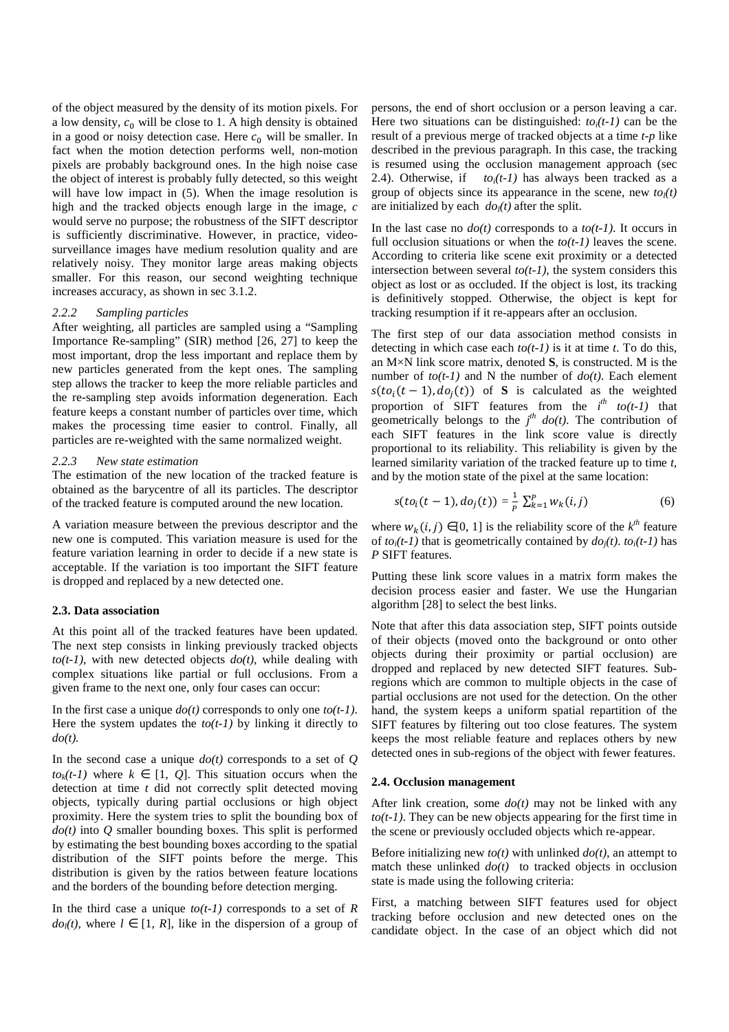of the object measured by the density of its motion pixels. For a low density, $c_0$ will be close to 1. A high density is obtained in a good or noisy detection case. Here $c_0$ will be smaller. In fact when the motion detection performs well, non-motion pixels are probably background ones. In the high noise case the object of interest is probably fully detected, so this weight will have low impact in (5). When the image resolution is high and the tracked objects enough large in the image, $c$ would serve no purpose; the robustness of the SIFT descriptor is sufficiently discriminative. However, in practice, video-surveillance images have medium resolution quality and are relatively noisy. They monitor large areas making objects smaller. For this reason, our second weighting technique increases accuracy, as shown in sec 3.1.2.

#### *2.2.2 Sampling particles*

After weighting, all particles are sampled using a "Sampling Importance Re-sampling" (SIR) method [26, 27] to keep the most important, drop the less important and replace them by new particles generated from the kept ones. The sampling step allows the tracker to keep the more reliable particles and the re-sampling step avoids information degeneration. Each feature keeps a constant number of particles over time, which makes the processing time easier to control. Finally, all particles are re-weighted with the same normalized weight.

#### *2.2.3 New state estimation*

The estimation of the new location of the tracked feature is obtained as the barycentre of all its particles. The descriptor of the tracked feature is computed around the new location.

A variation measure between the previous descriptor and the new one is computed. This variation measure is used for the feature variation learning in order to decide if a new state is acceptable. If the variation is too important the SIFT feature is dropped and replaced by a new detected one.

### 2.3. Data association

At this point all of the tracked features have been updated. The next step consists in linking previously tracked objects *to(t-1)*, with new detected objects *do(t)*, while dealing with complex situations like partial or full occlusions. From a given frame to the next one, only four cases can occur:

In the first case a unique *do(t)* corresponds to only one *to(t-1)*. Here the system updates the *to(t-1)* by linking it directly to *do(t)*.

In the second case a unique *do(t)* corresponds to a set of *Q* $to_k(t\text{-}1)$ where $k \in [1, Q]$. This situation occurs when the detection at time *t* did not correctly split detected moving objects, typically during partial occlusions or high object proximity. Here the system tries to split the bounding box of *do(t)* into *Q* smaller bounding boxes. This split is performed by estimating the best bounding boxes according to the spatial distribution of the SIFT points before the merge. This distribution is given by the ratios between feature locations and the borders of the bounding before detection merging.

In the third case a unique *to(t-1)* corresponds to a set of *R* $do_l(t)$, where $l \in [1, R]$, like in the dispersion of a group of persons, the end of short occlusion or a person leaving a car. Here two situations can be distinguished: $to_i(t\text{-}1)$ can be the result of a previous merge of tracked objects at a time *t-p* like described in the previous paragraph. In this case, the tracking is resumed using the occlusion management approach (sec 2.4). Otherwise, if $to_i(t\text{-}1)$ has always been tracked as a group of objects since its appearance in the scene, new $to_l(t)$ are initialized by each $do_l(t)$ after the split.

In the last case no *do(t)* corresponds to a *to(t-1)*. It occurs in full occlusion situations or when the *to(t-1)* leaves the scene. According to criteria like scene exit proximity or a detected intersection between several *to(t-1)*, the system considers this object as lost or as occluded. If the object is lost, its tracking is definitively stopped. Otherwise, the object is kept for tracking resumption if it re-appears after an occlusion.

The first step of our data association method consists in detecting in which case each *to(t-1)* is it at time *t*. To do this, an M×N link score matrix, denoted **S**, is constructed. M is the number of *to(t-1)* and N the number of *do(t)*. Each element $s(to_i(t-1), do_j(t))$ of **S** is calculated as the weighted proportion of SIFT features from the $i^{th}$ *to(t-1)* that geometrically belongs to the $j^{th}$ *do(t)*. The contribution of each SIFT features in the link score value is directly proportional to its reliability. This reliability is given by the learned similarity variation of the tracked feature up to time *t*, and by the motion state of the pixel at the same location:

$$s(to_i(t-1), do_j(t)) = \frac{1}{P}\sum_{k=1}^{P} w_k(i,j) \qquad (6)$$

where $w_k(i,j) \in [0, 1]$ is the reliability score of the $k^{th}$ feature of $to_i(t\text{-}1)$ that is geometrically contained by $do_j(t)$. $to_i(t\text{-}1)$ has *P* SIFT features.

Putting these link score values in a matrix form makes the decision process easier and faster. We use the Hungarian algorithm [28] to select the best links.

Note that after this data association step, SIFT points outside of their objects (moved onto the background or onto other objects during their proximity or partial occlusion) are dropped and replaced by new detected SIFT features. Sub-regions which are common to multiple objects in the case of partial occlusions are not used for the detection. On the other hand, the system keeps a uniform spatial repartition of the SIFT features by filtering out too close features. The system keeps the most reliable feature and replaces others by new detected ones in sub-regions of the object with fewer features.

### 2.4. Occlusion management

After link creation, some *do(t)* may not be linked with any *to(t-1)*. They can be new objects appearing for the first time in the scene or previously occluded objects which re-appear.

Before initializing new *to(t)* with unlinked *do(t)*, an attempt to match these unlinked *do(t)* to tracked objects in occlusion state is made using the following criteria:

First, a matching between SIFT features used for object tracking before occlusion and new detected ones on the candidate object. In the case of an object which did not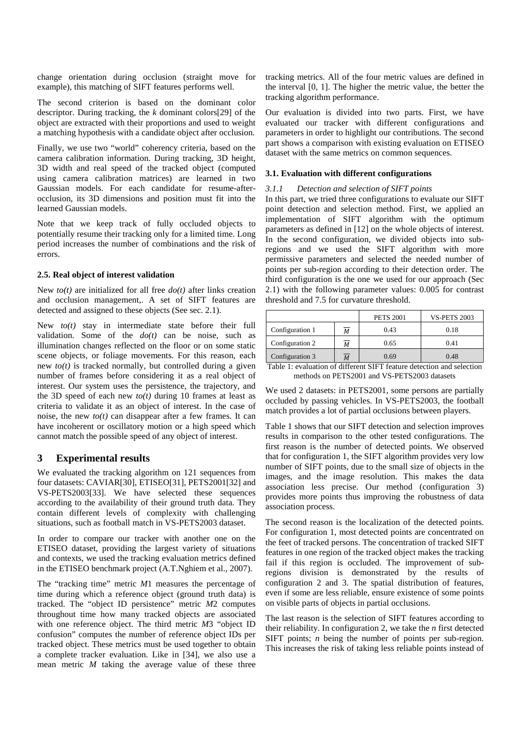change orientation during occlusion (straight move for example), this matching of SIFT features performs well.

The second criterion is based on the dominant color descriptor. During tracking, the *k* dominant colors[29] of the object are extracted with their proportions and used to weight a matching hypothesis with a candidate object after occlusion.

Finally, we use two "world" coherency criteria, based on the camera calibration information. During tracking, 3D height, 3D width and real speed of the tracked object (computed using camera calibration matrices) are learned in two Gaussian models. For each candidate for resume-after-occlusion, its 3D dimensions and position must fit into the learned Gaussian models.

Note that we keep track of fully occluded objects to potentially resume their tracking only for a limited time. Long period increases the number of combinations and the risk of errors.

### 2.5. Real object of interest validation

New *to(t)* are initialized for all free *do(t)* after links creation and occlusion management,. A set of SIFT features are detected and assigned to these objects (See sec. 2.1).

New *to(t)* stay in intermediate state before their full validation. Some of the *do(t)* can be noise, such as illumination changes reflected on the floor or on some static scene objects, or foliage movements. For this reason, each new *to(t)* is tracked normally, but controlled during a given number of frames before considering it as a real object of interest. Our system uses the persistence, the trajectory, and the 3D speed of each new *to(t)* during 10 frames at least as criteria to validate it as an object of interest. In the case of noise, the new *to(t)* can disappear after a few frames. It can have incoherent or oscillatory motion or a high speed which cannot match the possible speed of any object of interest.

## 3 Experimental results

We evaluated the tracking algorithm on 121 sequences from four datasets: CAVIAR[30], ETISEO[31], PETS2001[32] and VS-PETS2003[33]. We have selected these sequences according to the availability of their ground truth data. They contain different levels of complexity with challenging situations, such as football match in VS-PETS2003 dataset.

In order to compare our tracker with another one on the ETISEO dataset, providing the largest variety of situations and contexts, we used the tracking evaluation metrics defined in the ETISEO benchmark project (A.T.Nghiem et al., 2007).

The "tracking time" metric $M1$ measures the percentage of time during which a reference object (ground truth data) is tracked. The "object ID persistence" metric $M2$ computes throughout time how many tracked objects are associated with one reference object. The third metric $M3$ "object ID confusion" computes the number of reference object IDs per tracked object. These metrics must be used together to obtain a complete tracker evaluation. Like in [34], we also use a mean metric $M$ taking the average value of these three tracking metrics. All of the four metric values are defined in the interval [0, 1]. The higher the metric value, the better the tracking algorithm performance.

Our evaluation is divided into two parts. First, we have evaluated our tracker with different configurations and parameters in order to highlight our contributions. The second part shows a comparison with existing evaluation on ETISEO dataset with the same metrics on common sequences.

### 3.1. Evaluation with different configurations

#### 3.1.1 Detection and selection of SIFT points

In this part, we tried three configurations to evaluate our SIFT point detection and selection method. First, we applied an implementation of SIFT algorithm with the optimum parameters as defined in [12] on the whole objects of interest. In the second configuration, we divided objects into sub-regions and we used the SIFT algorithm with more permissive parameters and selected the needed number of points per sub-region according to their detection order. The third configuration is the one we used for our approach (Sec 2.1) with the following parameter values: 0.005 for contrast threshold and 7.5 for curvature threshold.

| | | PETS 2001 | VS-PETS 2003 |
|---|---|---|---|
| Configuration 1 | $\overline{M}$ | 0.43 | 0.18 |
| Configuration 2 | $\overline{M}$ | 0.65 | 0.41 |
| Configuration 3 | $\overline{M}$ | 0.69 | 0.48 |

Table 1: evaluation of different SIFT feature detection and selection methods on PETS2001 and VS-PETS2003 datasets

We used 2 datasets: in PETS2001, some persons are partially occluded by passing vehicles. In VS-PETS2003, the football match provides a lot of partial occlusions between players.

Table 1 shows that our SIFT detection and selection improves results in comparison to the other tested configurations. The first reason is the number of detected points. We observed that for configuration 1, the SIFT algorithm provides very low number of SIFT points, due to the small size of objects in the images, and the image resolution. This makes the data association less precise. Our method (configuration 3) provides more points thus improving the robustness of data association process.

The second reason is the localization of the detected points. For configuration 1, most detected points are concentrated on the feet of tracked persons. The concentration of tracked SIFT features in one region of the tracked object makes the tracking fail if this region is occluded. The improvement of sub-regions division is demonstrated by the results of configuration 2 and 3. The spatial distribution of features, even if some are less reliable, ensure existence of some points on visible parts of objects in partial occlusions.

The last reason is the selection of SIFT features according to their reliability. In configuration 2, we take the *n* first detected SIFT points; *n* being the number of points per sub-region. This increases the risk of taking less reliable points instead of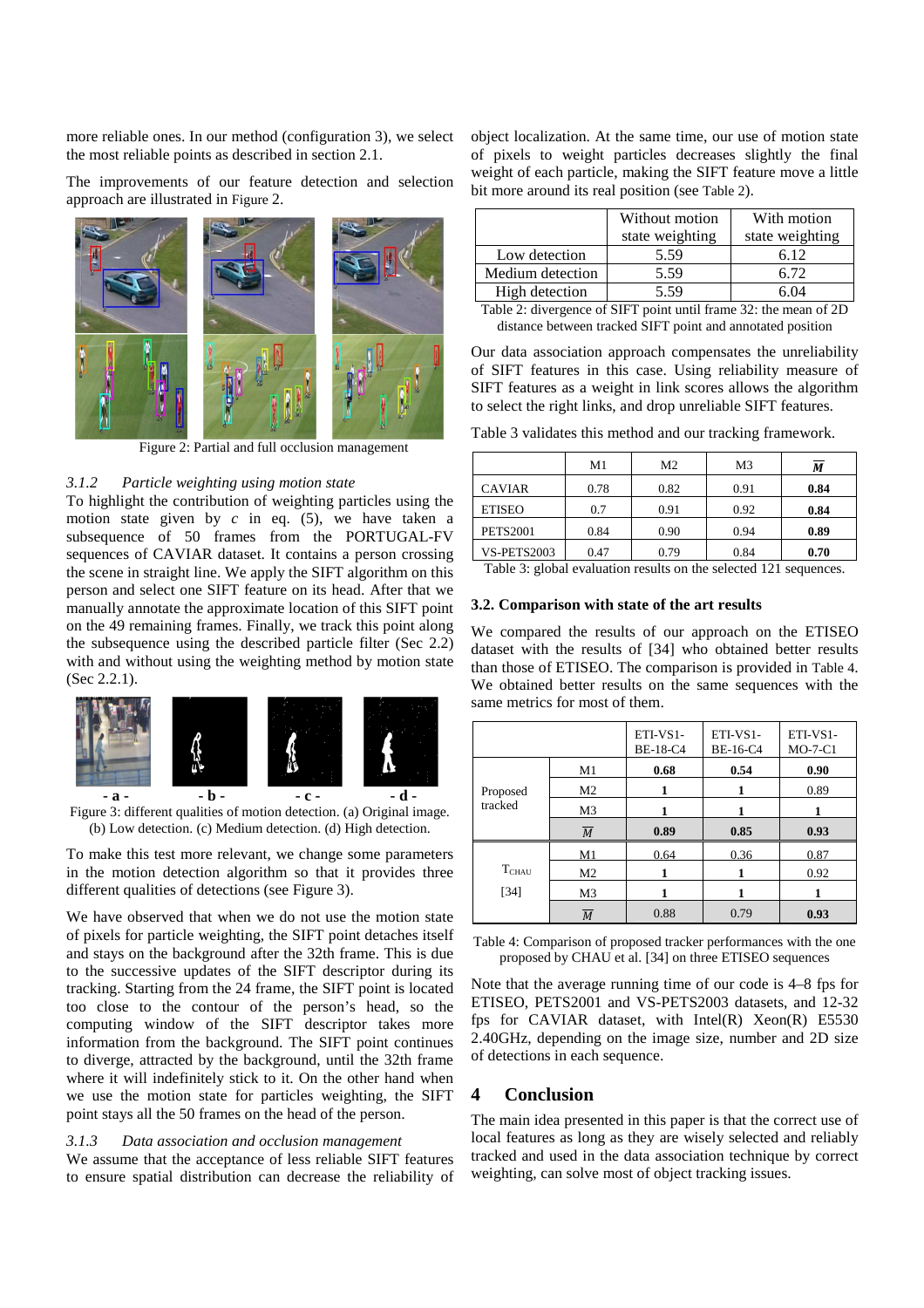more reliable ones. In our method (configuration 3), we select the most reliable points as described in section 2.1.

The improvements of our feature detection and selection approach are illustrated in Figure 2.

Figure 2: Partial and full occlusion management

#### 3.1.2 Particle weighting using motion state

To highlight the contribution of weighting particles using the motion state given by *c* in eq. (5), we have taken a subsequence of 50 frames from the PORTUGAL-FV sequences of CAVIAR dataset. It contains a person crossing the scene in straight line. We apply the SIFT algorithm on this person and select one SIFT feature on his head. After that we manually annotate the approximate location of this SIFT point on the 49 remaining frames. Finally, we track this point along the subsequence using the described particle filter (Sec 2.2) with and without using the weighting method by motion state (Sec 2.2.1).

- a - - b - - c - - d -

Figure 3: different qualities of motion detection. (a) Original image. (b) Low detection. (c) Medium detection. (d) High detection.

To make this test more relevant, we change some parameters in the motion detection algorithm so that it provides three different qualities of detections (see Figure 3).

We have observed that when we do not use the motion state of pixels for particle weighting, the SIFT point detaches itself and stays on the background after the 32th frame. This is due to the successive updates of the SIFT descriptor during its tracking. Starting from the 24 frame, the SIFT point is located too close to the contour of the person's head, so the computing window of the SIFT descriptor takes more information from the background. The SIFT point continues to diverge, attracted by the background, until the 32th frame where it will indefinitely stick to it. On the other hand when we use the motion state for particles weighting, the SIFT point stays all the 50 frames on the head of the person.

#### 3.1.3 Data association and occlusion management

We assume that the acceptance of less reliable SIFT features to ensure spatial distribution can decrease the reliability of object localization. At the same time, our use of motion state of pixels to weight particles decreases slightly the final weight of each particle, making the SIFT feature move a little bit more around its real position (see Table 2).

| | Without motion state weighting | With motion state weighting |
|---|---|---|
| Low detection | 5.59 | 6.12 |
| Medium detection | 5.59 | 6.72 |
| High detection | 5.59 | 6.04 |

Table 2: divergence of SIFT point until frame 32: the mean of 2D distance between tracked SIFT point and annotated position

Our data association approach compensates the unreliability of SIFT features in this case. Using reliability measure of SIFT features as a weight in link scores allows the algorithm to select the right links, and drop unreliable SIFT features.

Table 3 validates this method and our tracking framework.

| | M1 | M2 | M3 | $\overline{M}$ |
|---|---|---|---|---|
| CAVIAR | 0.78 | 0.82 | 0.91 | **0.84** |
| ETISEO | 0.7 | 0.91 | 0.92 | **0.84** |
| PETS2001 | 0.84 | 0.90 | 0.94 | **0.89** |
| VS-PETS2003 | 0.47 | 0.79 | 0.84 | **0.70** |

Table 3: global evaluation results on the selected 121 sequences.

### 3.2. Comparison with state of the art results

We compared the results of our approach on the ETISEO dataset with the results of [34] who obtained better results than those of ETISEO. The comparison is provided in Table 4. We obtained better results on the same sequences with the same metrics for most of them.

| | | ETI-VS1-BE-18-C4 | ETI-VS1-BE-16-C4 | ETI-VS1-MO-7-C1 |
|---|---|---|---|---|
| Proposed tracked | M1 | **0.68** | **0.54** | **0.90** |
| | M2 | **1** | **1** | 0.89 |
| | M3 | **1** | **1** | **1** |
| | $\overline{M}$ | **0.89** | **0.85** | **0.93** |
| $T_{CHAU}$ [34] | M1 | 0.64 | 0.36 | 0.87 |
| | M2 | **1** | **1** | 0.92 |
| | M3 | **1** | **1** | **1** |
| | $\overline{M}$ | 0.88 | 0.79 | **0.93** |

Table 4: Comparison of proposed tracker performances with the one proposed by CHAU et al. [34] on three ETISEO sequences

Note that the average running time of our code is 4–8 fps for ETISEO, PETS2001 and VS-PETS2003 datasets, and 12-32 fps for CAVIAR dataset, with Intel(R) Xeon(R) E5530 2.40GHz, depending on the image size, number and 2D size of detections in each sequence.

## 4 Conclusion

The main idea presented in this paper is that the correct use of local features as long as they are wisely selected and reliably tracked and used in the data association technique by correct weighting, can solve most of object tracking issues.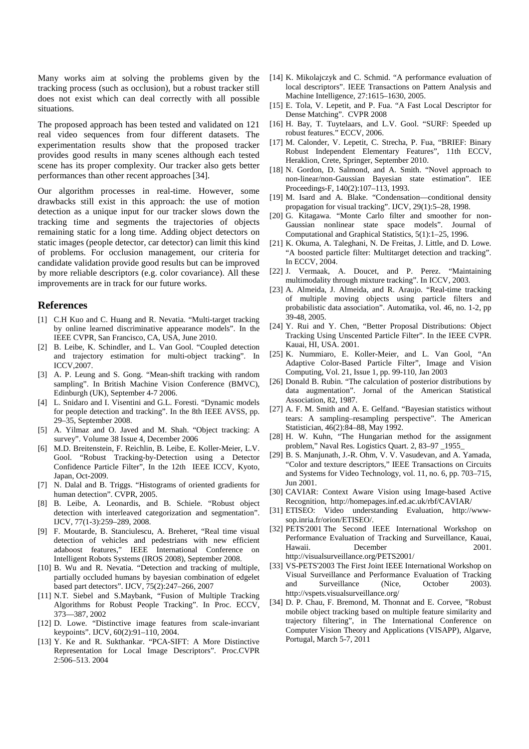Many works aim at solving the problems given by the tracking process (such as occlusion), but a robust tracker still does not exist which can deal correctly with all possible situations.

The proposed approach has been tested and validated on 121 real video sequences from four different datasets. The experimentation results show that the proposed tracker provides good results in many scenes although each tested scene has its proper complexity. Our tracker also gets better performances than other recent approaches [34].

Our algorithm processes in real-time. However, some drawbacks still exist in this approach: the use of motion detection as a unique input for our tracker slows down the tracking time and segments the trajectories of objects remaining static for a long time. Adding object detectors on static images (people detector, car detector) can limit this kind of problems. For occlusion management, our criteria for candidate validation provide good results but can be improved by more reliable descriptors (e.g. color covariance). All these improvements are in track for our future works.

## References

[1] C.H Kuo and C. Huang and R. Nevatia. "Multi-target tracking by online learned discriminative appearance models". In the IEEE CVPR, San Francisco, CA, USA, June 2010.

[2] B. Leibe, K. Schindler, and L. Van Gool. "Coupled detection and trajectory estimation for multi-object tracking". In ICCV,2007.

[3] A. P. Leung and S. Gong. "Mean-shift tracking with random sampling". In British Machine Vision Conference (BMVC), Edinburgh (UK), September 4-7 2006.

[4] L. Snidaro and I. Visentini and G.L. Foresti. "Dynamic models for people detection and tracking". In the 8th IEEE AVSS, pp. 29–35, September 2008.

[5] A. Yilmaz and O. Javed and M. Shah. "Object tracking: A survey". Volume 38 Issue 4, December 2006

[6] M.D. Breitenstein, F. Reichlin, B. Leibe, E. Koller-Meier, L.V. Gool. "Robust Tracking-by-Detection using a Detector Confidence Particle Filter", In the 12th IEEE ICCV, Kyoto, Japan, Oct-2009.

[7] N. Dalal and B. Triggs. "Histograms of oriented gradients for human detection". CVPR, 2005.

[8] B. Leibe, A. Leonardis, and B. Schiele. "Robust object detection with interleaved categorization and segmentation". IJCV, 77(1-3):259–289, 2008.

[9] F. Moutarde, B. Stanciulescu, A. Breheret, "Real time visual detection of vehicles and pedestrians with new efficient adaboost features," IEEE International Conference on Intelligent Robots Systems (IROS 2008), September 2008.

[10] B. Wu and R. Nevatia. "Detection and tracking of multiple, partially occluded humans by bayesian combination of edgelet based part detectors". IJCV, 75(2):247–266, 2007

[11] N.T. Siebel and S.Maybank, "Fusion of Multiple Tracking Algorithms for Robust People Tracking". In Proc. ECCV, 373—387, 2002

[12] D. Lowe. "Distinctive image features from scale-invariant keypoints". IJCV, 60(2):91–110, 2004.

[13] Y. Ke and R. Sukthankar. "PCA-SIFT: A More Distinctive Representation for Local Image Descriptors". Proc.CVPR 2:506–513. 2004

[14] K. Mikolajczyk and C. Schmid. "A performance evaluation of local descriptors". IEEE Transactions on Pattern Analysis and Machine Intelligence, 27:1615–1630, 2005.

[15] E. Tola, V. Lepetit, and P. Fua. "A Fast Local Descriptor for Dense Matching". CVPR 2008

[16] H. Bay, T. Tuytelaars, and L.V. Gool. "SURF: Speeded up robust features." ECCV, 2006.

[17] M. Calonder, V. Lepetit, C. Strecha, P. Fua, "BRIEF: Binary Robust Independent Elementary Features", 11th ECCV, Heraklion, Crete, Springer, September 2010.

[18] N. Gordon, D. Salmond, and A. Smith. "Novel approach to non-linear/non-Gaussian Bayesian state estimation". IEE Proceedings-F, 140(2):107–113, 1993.

[19] M. Isard and A. Blake. "Condensation—conditional density propagation for visual tracking". IJCV, 29(1):5–28, 1998.

[20] G. Kitagawa. "Monte Carlo filter and smoother for non-Gaussian nonlinear state space models". Journal of Computational and Graphical Statistics, 5(1):1–25, 1996.

[21] K. Okuma, A. Taleghani, N. De Freitas, J. Little, and D. Lowe. "A boosted particle filter: Multitarget detection and tracking". In ECCV, 2004.

[22] J. Vermaak, A. Doucet, and P. Perez. "Maintaining multimodality through mixture tracking". In ICCV, 2003.

[23] A. Almeida, J. Almeida, and R. Araujo. "Real-time tracking of multiple moving objects using particle filters and probabilistic data association". Automatika, vol. 46, no. 1-2, pp 39-48, 2005.

[24] Y. Rui and Y. Chen, "Better Proposal Distributions: Object Tracking Using Unscented Particle Filter". In the IEEE CVPR. Kauai, HI, USA. 2001.

[25] K. Nummiaro, E. Koller-Meier, and L. Van Gool, "An Adaptive Color-Based Particle Filter", Image and Vision Computing, Vol. 21, Issue 1, pp. 99-110, Jan 2003

[26] Donald B. Rubin. "The calculation of posterior distributions by data augmentation". Jornal of the American Statistical Association, 82, 1987.

[27] A. F. M. Smith and A. E. Gelfand. "Bayesian statistics without tears: A sampling–resampling perspective". The American Statistician, 46(2):84–88, May 1992.

[28] H. W. Kuhn, "The Hungarian method for the assignment problem," Naval Res. Logistics Quart. 2, 83–97 _1955_

[29] B. S. Manjunath, J.-R. Ohm, V. V. Vasudevan, and A. Yamada, "Color and texture descriptors," IEEE Transactions on Circuits and Systems for Video Technology, vol. 11, no. 6, pp. 703–715, Jun 2001.

[30] CAVIAR: Context Aware Vision using Image-based Active Recognition, http://homepages.inf.ed.ac.uk/rbf/CAVIAR/

[31] ETISEO: Video understanding Evaluation, http://www-sop.inria.fr/orion/ETISEO/.

[32] PETS'2001 The Second IEEE International Workshop on Performance Evaluation of Tracking and Surveillance, Kauai, Hawaii. December 2001. http://visualsurveillance.org/PETS2001/

[33] VS-PETS'2003 The First Joint IEEE International Workshop on Visual Surveillance and Performance Evaluation of Tracking and Surveillance (Nice, October 2003). http://vspets.visualsurveillance.org/

[34] D. P. Chau, F. Bremond, M. Thonnat and E. Corvee, "Robust mobile object tracking based on multiple feature similarity and trajectory filtering", in The International Conference on Computer Vision Theory and Applications (VISAPP), Algarve, Portugal, March 5-7, 2011